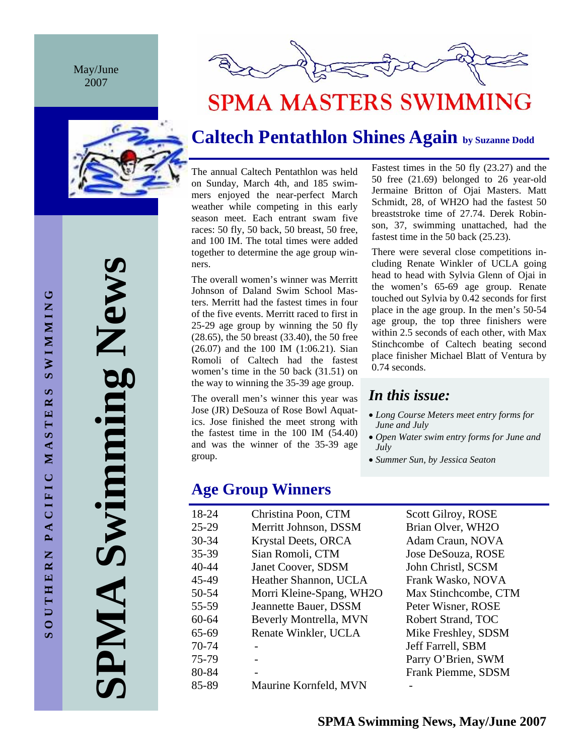May/June 2007

SOUTHERN PACIFIC MASTERS SWIMMING

# SPMA Swimming News

# SPMA MASTERS SWIMMING

## Caltech Pentathlon Shines Again by Suzanne Dodd

The annual Caltech Pentathlon was held on Sunday, March 4th, and 185 swimmers enjoyed the near-perfect March weather while competing in this early season meet. Each entrant swam five races: 50 fly, 50 back, 50 breast, 50 free, and 100 IM. The total times were added together to determine the age group winners.

The overall women's winner was Merritt Johnson of Daland Swim School Masters. Merritt had the fastest times in four of the five events. Merritt raced to first in 25-29 age group by winning the 50 fly (28.65), the 50 breast (33.40), the 50 free (26.07) and the 100 IM (1:06.21). Sian Romoli of Caltech had the fastest women's time in the 50 back (31.51) on the way to winning the 35-39 age group.

The overall men's winner this year was Jose (JR) DeSouza of Rose Bowl Aquatics. Jose finished the meet strong with the fastest time in the 100 IM (54.40) and was the winner of the 35-39 age group.

Fastest times in the 50 fly (23.27) and the 50 free (21.69) belonged to 26 year-old Jermaine Britton of Ojai Masters. Matt Schmidt, 28, of WH2O had the fastest 50 breaststroke time of 27.74. Derek Robinson, 37, swimming unattached, had the fastest time in the 50 back (25.23).

There were several close competitions including Renate Winkler of UCLA going head to head with Sylvia Glenn of Ojai in the women's 65-69 age group. Renate touched out Sylvia by 0.42 seconds for first place in the age group. In the men's 50-54 age group, the top three finishers were within 2.5 seconds of each other, with Max Stinchcombe of Caltech beating second place finisher Michael Blatt of Ventura by 0.74 seconds.

### *In this issue:*

- *Long Course Meters meet entry forms for June and July*
- *Open Water swim entry forms for June and July*
- *Summer Sun, by Jessica Seaton*

## Age Group Winners

| | | |
|---|---|---|
| 18-24 | Christina Poon, CTM | Scott Gilroy, ROSE |
| 25-29 | Merritt Johnson, DSSM | Brian Olver, WH2O |
| 30-34 | Krystal Deets, ORCA | Adam Craun, NOVA |
| 35-39 | Sian Romoli, CTM | Jose DeSouza, ROSE |
| 40-44 | Janet Coover, SDSM | John Christl, SCSM |
| 45-49 | Heather Shannon, UCLA | Frank Wasko, NOVA |
| 50-54 | Morri Kleine-Spang, WH2O | Max Stinchcombe, CTM |
| 55-59 | Jeannette Bauer, DSSM | Peter Wisner, ROSE |
| 60-64 | Beverly Montrella, MVN | Robert Strand, TOC |
| 65-69 | Renate Winkler, UCLA | Mike Freshley, SDSM |
| 70-74 | - | Jeff Farrell, SBM |
| 75-79 | - | Parry O'Brien, SWM |
| 80-84 | - | Frank Piemme, SDSM |
| 85-89 | Maurine Kornfeld, MVN | - |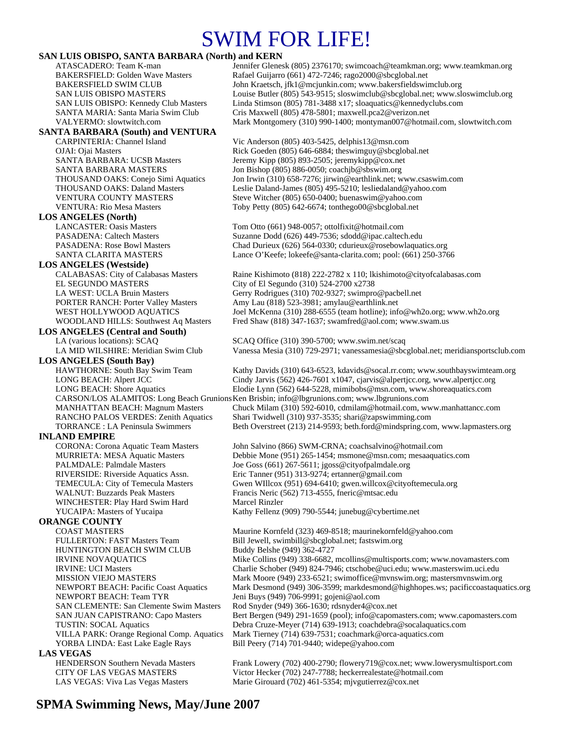# SWIM FOR LIFE!

**SAN LUIS OBISPO, SANTA BARBARA (North) and KERN**

| | |
|---|---|
| ATASCADERO: Team K-man | Jennifer Glenesk (805) 2376170; swimcoach@teamkman.org; www.teamkman.org |
| BAKERSFIELD: Golden Wave Masters | Rafael Guijarro (661) 472-7246; rago2000@sbcglobal.net |
| BAKERSFIELD SWIM CLUB | John Kraetsch, jfk1@mcjunkin.com; www.bakersfieldswimclub.org |
| SAN LUIS OBISPO MASTERS | Louise Butler (805) 543-9515; sloswimclub@sbcglobal.net; www.sloswimclub.org |
| SAN LUIS OBISPO: Kennedy Club Masters | Linda Stimson (805) 781-3488 x17; sloaquatics@kennedyclubs.com |
| SANTA MARIA: Santa Maria Swim Club | Cris Maxwell (805) 478-5801; maxwell.pca2@verizon.net |
| VALYERMO: slowtwitch.com | Mark Montgomery (310) 990-1400; montyman007@hotmail.com, slowtwitch.com |

**SANTA BARBARA (South) and VENTURA**

| | |
|---|---|
| CARPINTERIA: Channel Island | Vic Anderson (805) 403-5425, delphis13@msn.com |
| OJAI: Ojai Masters | Rick Goeden (805) 646-6884; theswimguy@sbcglobal.net |
| SANTA BARBARA: UCSB Masters | Jeremy Kipp (805) 893-2505; jeremykipp@cox.net |
| SANTA BARBARA MASTERS | Jon Bishop (805) 886-0050; coachjb@sbswim.org |
| THOUSAND OAKS: Conejo Simi Aquatics | Jon Irwin (310) 658-7276; jirwin@earthlink.net; www.csaswim.com |
| THOUSAND OAKS: Daland Masters | Leslie Daland-James (805) 495-5210; lesliedaland@yahoo.com |
| VENTURA COUNTY MASTERS | Steve Witcher (805) 650-0400; buenaswim@yahoo.com |
| VENTURA: Rio Mesa Masters | Toby Petty (805) 642-6674; tonthego00@sbcglobal.net |

**LOS ANGELES (North)**

| | |
|---|---|
| LANCASTER: Oasis Masters | Tom Otto (661) 948-0057; ottolfixit@hotmail.com |
| PASADENA: Caltech Masters | Suzanne Dodd (626) 449-7536; sdodd@ipac.caltech.edu |
| PASADENA: Rose Bowl Masters | Chad Durieux (626) 564-0330; cdurieux@rosebowlaquatics.org |
| SANTA CLARITA MASTERS | Lance O'Keefe; lokeefe@santa-clarita.com; pool: (661) 250-3766 |

**LOS ANGELES (Westside)**

| | |
|---|---|
| CALABASAS: City of Calabasas Masters | Raine Kishimoto (818) 222-2782 x 110; lkishimoto@cityofcalabasas.com |
| EL SEGUNDO MASTERS | City of El Segundo (310) 524-2700 x2738 |
| LA WEST: UCLA Bruin Masters | Gerry Rodrigues (310) 702-9327; swimpro@pacbell.net |
| PORTER RANCH: Porter Valley Masters | Amy Lau (818) 523-3981; amylau@earthlink.net |
| WEST HOLLYWOOD AQUATICS | Joel McKenna (310) 288-6555 (team hotline); info@wh2o.org; www.wh2o.org |
| WOODLAND HILLS: Southwest Aq Masters | Fred Shaw (818) 347-1637; swamfred@aol.com; www.swam.us |

**LOS ANGELES (Central and South)**

| | |
|---|---|
| LA (various locations): SCAQ | SCAQ Office (310) 390-5700; www.swim.net/scaq |
| LA MID WILSHIRE: Meridian Swim Club | Vanessa Mesia (310) 729-2971; vanessamesia@sbcglobal.net; meridiansportsclub.com |

**LOS ANGELES (South Bay)**

| | |
|---|---|
| HAWTHORNE: South Bay Swim Team | Kathy Davids (310) 643-6523, kdavids@socal.rr.com; www.southbayswimteam.org |
| LONG BEACH: Alpert JCC | Cindy Jarvis (562) 426-7601 x1047, cjarvis@alpertjcc.org, www.alpertjcc.org |
| LONG BEACH: Shore Aquatics | Elodie Lynn (562) 644-5228, mimibobs@msn.com, www.shoreaquatics.com |
| CARSON/LOS ALAMITOS: Long Beach Grunions | Ken Brisbin; info@lbgrunions.com; www.lbgrunions.com |
| MANHATTAN BEACH: Magnum Masters | Chuck Milam (310) 592-6010, cdmilam@hotmail.com, www.manhattancc.com |
| RANCHO PALOS VERDES: Zenith Aquatics | Shari Twidwell (310) 937-3535; shari@zapswimming.com |
| TORRANCE : LA Peninsula Swimmers | Beth Overstreet (213) 214-9593; beth.ford@mindspring.com, www.lapmasters.org |

**INLAND EMPIRE**

| | |
|---|---|
| CORONA: Corona Aquatic Team Masters | John Salvino (866) SWM-CRNA; coachsalvino@hotmail.com |
| MURRIETA: MESA Aquatic Masters | Debbie Mone (951) 265-1454; msmone@msn.com; mesaaquatics.com |
| PALMDALE: Palmdale Masters | Joe Goss (661) 267-5611; jgoss@cityofpalmdale.org |
| RIVERSIDE: Riverside Aquatics Assn. | Eric Tanner (951) 313-9274; ertanner@gmail.com |
| TEMECULA: City of Temecula Masters | Gwen WIllcox (951) 694-6410; gwen.willcox@cityoftemecula.org |
| WALNUT: Buzzards Peak Masters | Francis Neric (562) 713-4555, fneric@mtsac.edu |
| WINCHESTER: Play Hard Swim Hard | Marcel Rinzler |
| YUCAIPA: Masters of Yucaipa | Kathy Fellenz (909) 790-5544; junebug@cybertime.net |

**ORANGE COUNTY**

| | |
|---|---|
| COAST MASTERS | Maurine Kornfeld (323) 469-8518; maurinekornfeld@yahoo.com |
| FULLERTON: FAST Masters Team | Bill Jewell, swimbill@sbcglobal.net; fastswim.org |
| HUNTINGTON BEACH SWIM CLUB | Buddy Belshe (949) 362-4727 |
| IRVINE NOVAQUATICS | Mike Collins (949) 338-6682, mcollins@multisports.com; www.novamasters.com |
| IRVINE: UCI Masters | Charlie Schober (949) 824-7946; ctschobe@uci.edu; www.masterswim.uci.edu |
| MISSION VIEJO MASTERS | Mark Moore (949) 233-6521; swimoffice@mvnswim.org; mastersmvnswim.org |
| NEWPORT BEACH: Pacific Coast Aquatics | Mark Desmond (949) 306-3599; markdesmond@highhopes.ws; pacificcoastaquatics.org |
| NEWPORT BEACH: Team TYR | Jeni Buys (949) 706-9991; gojeni@aol.com |
| SAN CLEMENTE: San Clemente Swim Masters | Rod Snyder (949) 366-1630; rdsnyder4@cox.net |
| SAN JUAN CAPISTRANO: Capo Masters | Bert Bergen (949) 291-1659 (pool); info@capomasters.com; www.capomasters.com |
| TUSTIN: SOCAL Aquatics | Debra Cruze-Meyer (714) 639-1913; coachdebra@socalaquatics.com |
| VILLA PARK: Orange Regional Comp. Aquatics | Mark Tierney (714) 639-7531; coachmark@orca-aquatics.com |
| YORBA LINDA: East Lake Eagle Rays | Bill Peery (714) 701-9440; widepe@yahoo.com |

**LAS VEGAS**

| | |
|---|---|
| HENDERSON Southern Nevada Masters | Frank Lowery (702) 400-2790; flowery719@cox.net; www.lowerysmultisport.com |
| CITY OF LAS VEGAS MASTERS | Victor Hecker (702) 247-7788; heckerrealestate@hotmail.com |
| LAS VEGAS: Viva Las Vegas Masters | Marie Girouard (702) 461-5354; mjvgutierrez@cox.net |

**SPMA Swimming News, May/June 2007**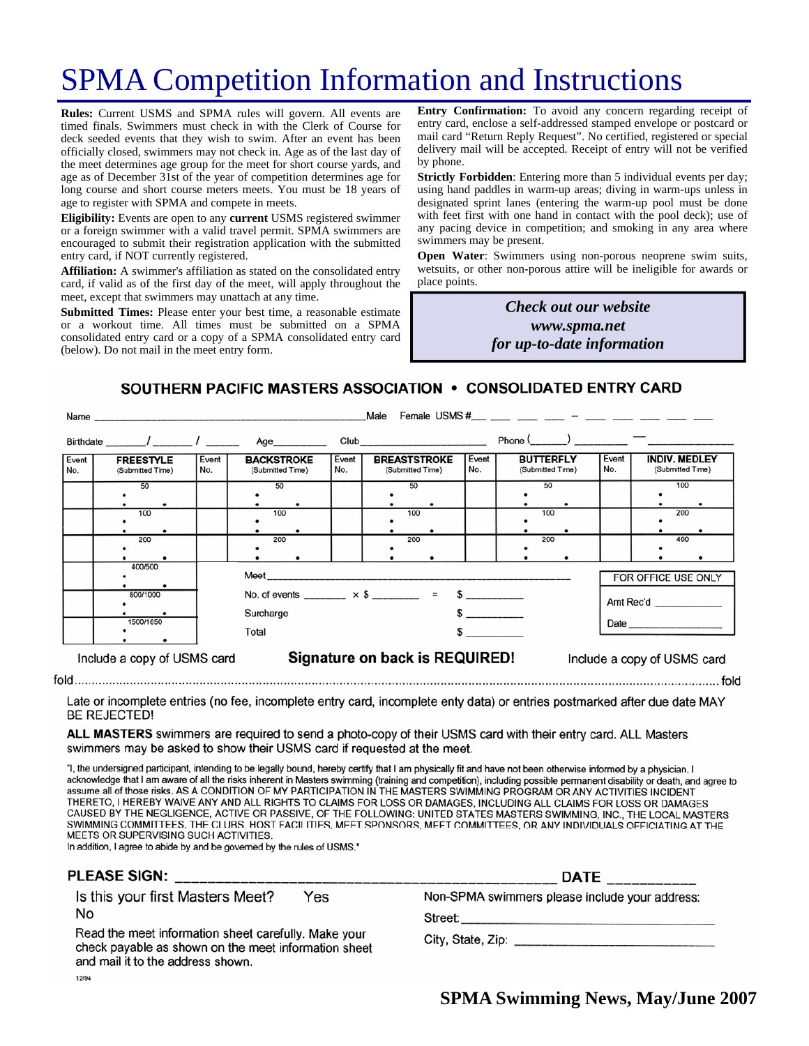# SPMA Competition Information and Instructions

**Rules:** Current USMS and SPMA rules will govern. All events are timed finals. Swimmers must check in with the Clerk of Course for deck seeded events that they wish to swim. After an event has been officially closed, swimmers may not check in. Age as of the last day of the meet determines age group for the meet for short course yards, and age as of December 31st of the year of competition determines age for long course and short course meters meets. You must be 18 years of age to register with SPMA and compete in meets.

**Eligibility:** Events are open to any **current** USMS registered swimmer or a foreign swimmer with a valid travel permit. SPMA swimmers are encouraged to submit their registration application with the submitted entry card, if NOT currently registered.

**Affiliation:** A swimmer's affiliation as stated on the consolidated entry card, if valid as of the first day of the meet, will apply throughout the meet, except that swimmers may unattach at any time.

**Submitted Times:** Please enter your best time, a reasonable estimate or a workout time. All times must be submitted on a SPMA consolidated entry card or a copy of a SPMA consolidated entry card (below). Do not mail in the meet entry form.

**Entry Confirmation:** To avoid any concern regarding receipt of entry card, enclose a self-addressed stamped envelope or postcard or mail card "Return Reply Request". No certified, registered or special delivery mail will be accepted. Receipt of entry will not be verified by phone.

**Strictly Forbidden**: Entering more than 5 individual events per day; using hand paddles in warm-up areas; diving in warm-ups unless in designated sprint lanes (entering the warm-up pool must be done with feet first with one hand in contact with the pool deck); use of any pacing device in competition; and smoking in any area where swimmers may be present.

**Open Water**: Swimmers using non-porous neoprene swim suits, wetsuits, or other non-porous attire will be ineligible for awards or place points.

***Check out our website***
***www.spma.net***
***for up-to-date information***

## SOUTHERN PACIFIC MASTERS ASSOCIATION • CONSOLIDATED ENTRY CARD

Name ______________________ Male Female USMS # ___ ___ ___ ___ – ___ ___ ___ ___ ___

Birthdate ____/____/____ Age______ Club______________ Phone (____) ________ – ________

| Event No. | FREESTYLE (Submitted Time) | Event No. | BACKSTROKE (Submitted Time) | Event No. | BREASTSTROKE (Submitted Time) | Event No. | BUTTERFLY (Submitted Time) | Event No. | INDIV. MEDLEY (Submitted Time) |
|---|---|---|---|---|---|---|---|---|---|
| | 50 | | 50 | | 50 | | 50 | | 100 |
| | 100 | | 100 | | 100 | | 100 | | 200 |
| | 200 | | 200 | | 200 | | 200 | | 400 |
| | 400/500 | | | | | | | | |
| | 800/1000 | | | | | | | | |
| | 1500/1650 | | | | | | | | |

Meet ______________________________

No. of events ______ × $ ______ = $ ______

Surcharge $ ______

Total $ ______

FOR OFFICE USE ONLY

Amt Rec'd __________

Date __________

Include a copy of USMS card **Signature on back is REQUIRED!** Include a copy of USMS card

fold ........................................................................................................ fold

Late or incomplete entries (no fee, incomplete entry card, incomplete enty data) or entries postmarked after due date MAY BE REJECTED!

**ALL MASTERS** swimmers are required to send a photo-copy of their USMS card with their entry card. ALL Masters swimmers may be asked to show their USMS card if requested at the meet.

"I, the undersigned participant, intending to be legally bound, hereby certify that I am physically fit and have not been otherwise informed by a physician. I acknowledge that I am aware of all the risks inherent in Masters swimming (training and competition), including possible permanent disability or death, and agree to assume all of those risks. AS A CONDITION OF MY PARTICIPATION IN THE MASTERS SWIMMING PROGRAM OR ANY ACTIVITIES INCIDENT THERETO, I HEREBY WAIVE ANY AND ALL RIGHTS TO CLAIMS FOR LOSS OR DAMAGES, INCLUDING ALL CLAIMS FOR LOSS OR DAMAGES CAUSED BY THE NEGLIGENCE, ACTIVE OR PASSIVE, OF THE FOLLOWING: UNITED STATES MASTERS SWIMMING, INC., THE LOCAL MASTERS SWIMMING COMMITTEES, THE CLUBS, HOST FACILITIES, MEET SPONSORS, MEET COMMITTEES, OR ANY INDIVIDUALS OFFICIATING AT THE MEETS OR SUPERVISING SUCH ACTIVITIES.
In addition, I agree to abide by and be governed by the rules of USMS."

**PLEASE SIGN:** ______________________________ **DATE** __________

Is this your first Masters Meet? Yes No

Read the meet information sheet carefully. Make your check payable as shown on the meet information sheet and mail it to the address shown.

Non-SPMA swimmers please include your address:

Street: ______________________________

City, State, Zip: ______________________________

12/94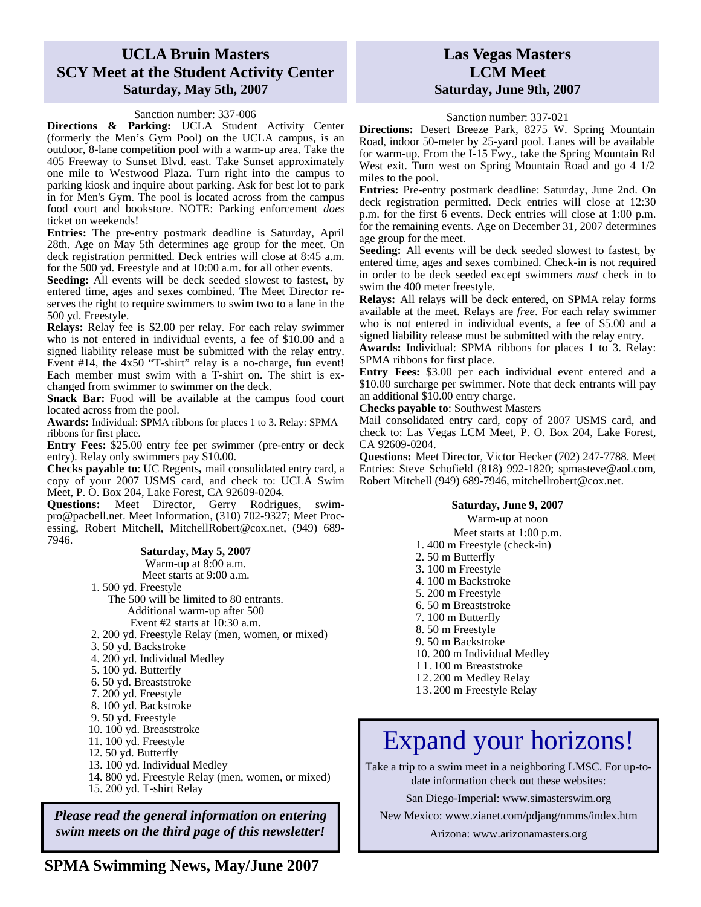## UCLA Bruin Masters SCY Meet at the Student Activity Center
### Saturday, May 5th, 2007

Sanction number: 337-006

**Directions & Parking:** UCLA Student Activity Center (formerly the Men's Gym Pool) on the UCLA campus, is an outdoor, 8-lane competition pool with a warm-up area. Take the 405 Freeway to Sunset Blvd. east. Take Sunset approximately one mile to Westwood Plaza. Turn right into the campus to parking kiosk and inquire about parking. Ask for best lot to park in for Men's Gym. The pool is located across from the campus food court and bookstore. NOTE: Parking enforcement *does* ticket on weekends!

**Entries:** The pre-entry postmark deadline is Saturday, April 28th. Age on May 5th determines age group for the meet. On deck registration permitted. Deck entries will close at 8:45 a.m. for the 500 yd. Freestyle and at 10:00 a.m. for all other events.

**Seeding:** All events will be deck seeded slowest to fastest, by entered time, ages and sexes combined. The Meet Director reserves the right to require swimmers to swim two to a lane in the 500 yd. Freestyle.

**Relays:** Relay fee is $2.00 per relay. For each relay swimmer who is not entered in individual events, a fee of $10.00 and a signed liability release must be submitted with the relay entry. Event #14, the 4x50 "T-shirt" relay is a no-charge, fun event! Each member must swim with a T-shirt on. The shirt is exchanged from swimmer to swimmer on the deck.

**Snack Bar:** Food will be available at the campus food court located across from the pool.

**Awards:** Individual: SPMA ribbons for places 1 to 3. Relay: SPMA ribbons for first place.

**Entry Fees:** $25.00 entry fee per swimmer (pre-entry or deck entry). Relay only swimmers pay $10.00.

**Checks payable to**: UC Regents, mail consolidated entry card, a copy of your 2007 USMS card, and check to: UCLA Swim Meet, P. O. Box 204, Lake Forest, CA 92609-0204.

**Questions:** Meet Director, Gerry Rodrigues, swimpro@pacbell.net. Meet Information, (310) 702-9327; Meet Processing, Robert Mitchell, MitchellRobert@cox.net, (949) 689-7946.

**Saturday, May 5, 2007**

Warm-up at 8:00 a.m.
Meet starts at 9:00 a.m.

1. 500 yd. Freestyle
   The 500 will be limited to 80 entrants.
   Additional warm-up after 500
   Event #2 starts at 10:30 a.m.
2. 200 yd. Freestyle Relay (men, women, or mixed)
3. 50 yd. Backstroke
4. 200 yd. Individual Medley
5. 100 yd. Butterfly
6. 50 yd. Breaststroke
7. 200 yd. Freestyle
8. 100 yd. Backstroke
9. 50 yd. Freestyle
10. 100 yd. Breaststroke
11. 100 yd. Freestyle
12. 50 yd. Butterfly
13. 100 yd. Individual Medley
14. 800 yd. Freestyle Relay (men, women, or mixed)
15. 200 yd. T-shirt Relay

***Please read the general information on entering swim meets on the third page of this newsletter!***

## Las Vegas Masters LCM Meet
### Saturday, June 9th, 2007

Sanction number: 337-021

**Directions:** Desert Breeze Park, 8275 W. Spring Mountain Road, indoor 50-meter by 25-yard pool. Lanes will be available for warm-up. From the I-15 Fwy., take the Spring Mountain Rd West exit. Turn west on Spring Mountain Road and go 4 1/2 miles to the pool.

**Entries:** Pre-entry postmark deadline: Saturday, June 2nd. On deck registration permitted. Deck entries will close at 12:30 p.m. for the first 6 events. Deck entries will close at 1:00 p.m. for the remaining events. Age on December 31, 2007 determines age group for the meet.

**Seeding:** All events will be deck seeded slowest to fastest, by entered time, ages and sexes combined. Check-in is not required in order to be deck seeded except swimmers *must* check in to swim the 400 meter freestyle.

**Relays:** All relays will be deck entered, on SPMA relay forms available at the meet. Relays are *free*. For each relay swimmer who is not entered in individual events, a fee of $5.00 and a signed liability release must be submitted with the relay entry.

**Awards:** Individual: SPMA ribbons for places 1 to 3. Relay: SPMA ribbons for first place.

**Entry Fees:** $3.00 per each individual event entered and a $10.00 surcharge per swimmer. Note that deck entrants will pay an additional $10.00 entry charge.

**Checks payable to**: Southwest Masters

Mail consolidated entry card, copy of 2007 USMS card, and check to: Las Vegas LCM Meet, P. O. Box 204, Lake Forest, CA 92609-0204.

**Questions:** Meet Director, Victor Hecker (702) 247-7788. Meet Entries: Steve Schofield (818) 992-1820; spmasteve@aol.com, Robert Mitchell (949) 689-7946, mitchellrobert@cox.net.

**Saturday, June 9, 2007**

Warm-up at noon
Meet starts at 1:00 p.m.

1. 400 m Freestyle (check-in)
2. 50 m Butterfly
3. 100 m Freestyle
4. 100 m Backstroke
5. 200 m Freestyle
6. 50 m Breaststroke
7. 100 m Butterfly
8. 50 m Freestyle
9. 50 m Backstroke
10. 200 m Individual Medley
11. 100 m Breaststroke
12. 200 m Medley Relay
13. 200 m Freestyle Relay

## Expand your horizons!

Take a trip to a swim meet in a neighboring LMSC. For up-to-date information check out these websites:

San Diego-Imperial: www.simasterswim.org

New Mexico: www.zianet.com/pdjang/nmms/index.htm

Arizona: www.arizonamasters.org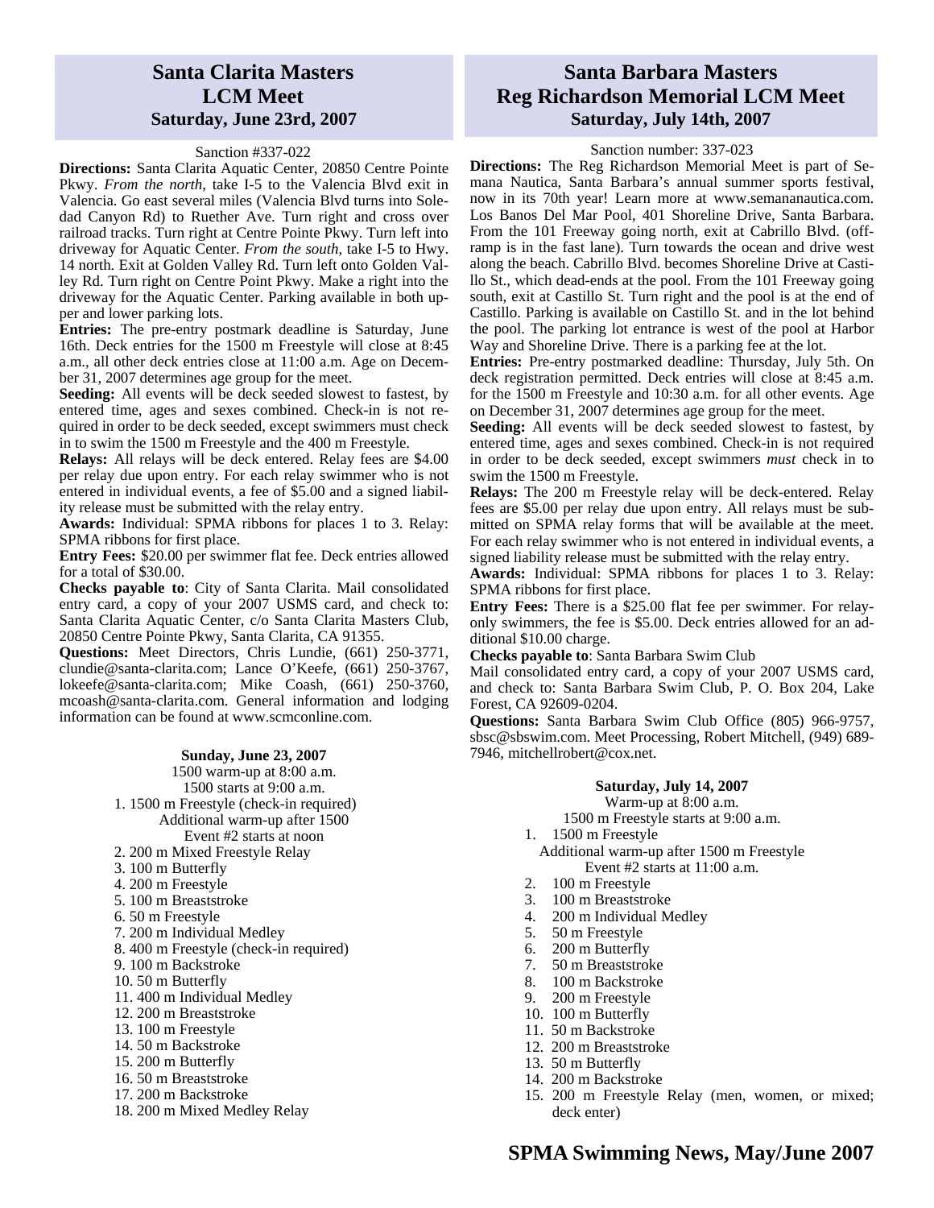## Santa Clarita Masters LCM Meet
### Saturday, June 23rd, 2007

Sanction #337-022

**Directions:** Santa Clarita Aquatic Center, 20850 Centre Pointe Pkwy. *From the north*, take I-5 to the Valencia Blvd exit in Valencia. Go east several miles (Valencia Blvd turns into Soledad Canyon Rd) to Ruether Ave. Turn right and cross over railroad tracks. Turn right at Centre Pointe Pkwy. Turn left into driveway for Aquatic Center. *From the south*, take I-5 to Hwy. 14 north. Exit at Golden Valley Rd. Turn left onto Golden Valley Rd. Turn right on Centre Point Pkwy. Make a right into the driveway for the Aquatic Center. Parking available in both upper and lower parking lots.

**Entries:** The pre-entry postmark deadline is Saturday, June 16th. Deck entries for the 1500 m Freestyle will close at 8:45 a.m., all other deck entries close at 11:00 a.m. Age on December 31, 2007 determines age group for the meet.

**Seeding:** All events will be deck seeded slowest to fastest, by entered time, ages and sexes combined. Check-in is not required in order to be deck seeded, except swimmers must check in to swim the 1500 m Freestyle and the 400 m Freestyle.

**Relays:** All relays will be deck entered. Relay fees are $4.00 per relay due upon entry. For each relay swimmer who is not entered in individual events, a fee of $5.00 and a signed liability release must be submitted with the relay entry.

**Awards:** Individual: SPMA ribbons for places 1 to 3. Relay: SPMA ribbons for first place.

**Entry Fees:** $20.00 per swimmer flat fee. Deck entries allowed for a total of $30.00.

**Checks payable to**: City of Santa Clarita. Mail consolidated entry card, a copy of your 2007 USMS card, and check to: Santa Clarita Aquatic Center, c/o Santa Clarita Masters Club, 20850 Centre Pointe Pkwy, Santa Clarita, CA 91355.

**Questions:** Meet Directors, Chris Lundie, (661) 250-3771, clundie@santa-clarita.com; Lance O'Keefe, (661) 250-3767, lokeefe@santa-clarita.com; Mike Coash, (661) 250-3760, mcoash@santa-clarita.com. General information and lodging information can be found at www.scmconline.com.

**Sunday, June 23, 2007**

1500 warm-up at 8:00 a.m.
1500 starts at 9:00 a.m.

1. 1500 m Freestyle (check-in required)

Additional warm-up after 1500
Event #2 starts at noon

2. 200 m Mixed Freestyle Relay
3. 100 m Butterfly
4. 200 m Freestyle
5. 100 m Breaststroke
6. 50 m Freestyle
7. 200 m Individual Medley
8. 400 m Freestyle (check-in required)
9. 100 m Backstroke
10. 50 m Butterfly
11. 400 m Individual Medley
12. 200 m Breaststroke
13. 100 m Freestyle
14. 50 m Backstroke
15. 200 m Butterfly
16. 50 m Breaststroke
17. 200 m Backstroke
18. 200 m Mixed Medley Relay

## Santa Barbara Masters Reg Richardson Memorial LCM Meet
### Saturday, July 14th, 2007

Sanction number: 337-023

**Directions:** The Reg Richardson Memorial Meet is part of Semana Nautica, Santa Barbara's annual summer sports festival, now in its 70th year! Learn more at www.semananautica.com. Los Banos Del Mar Pool, 401 Shoreline Drive, Santa Barbara. From the 101 Freeway going north, exit at Cabrillo Blvd. (off-ramp is in the fast lane). Turn towards the ocean and drive west along the beach. Cabrillo Blvd. becomes Shoreline Drive at Castillo St., which dead-ends at the pool. From the 101 Freeway going south, exit at Castillo St. Turn right and the pool is at the end of Castillo. Parking is available on Castillo St. and in the lot behind the pool. The parking lot entrance is west of the pool at Harbor Way and Shoreline Drive. There is a parking fee at the lot.

**Entries:** Pre-entry postmarked deadline: Thursday, July 5th. On deck registration permitted. Deck entries will close at 8:45 a.m. for the 1500 m Freestyle and 10:30 a.m. for all other events. Age on December 31, 2007 determines age group for the meet.

**Seeding:** All events will be deck seeded slowest to fastest, by entered time, ages and sexes combined. Check-in is not required in order to be deck seeded, except swimmers *must* check in to swim the 1500 m Freestyle.

**Relays:** The 200 m Freestyle relay will be deck-entered. Relay fees are $5.00 per relay due upon entry. All relays must be submitted on SPMA relay forms that will be available at the meet. For each relay swimmer who is not entered in individual events, a signed liability release must be submitted with the relay entry.

**Awards:** Individual: SPMA ribbons for places 1 to 3. Relay: SPMA ribbons for first place.

**Entry Fees:** There is a $25.00 flat fee per swimmer. For relay-only swimmers, the fee is $5.00. Deck entries allowed for an additional $10.00 charge.

**Checks payable to**: Santa Barbara Swim Club

Mail consolidated entry card, a copy of your 2007 USMS card, and check to: Santa Barbara Swim Club, P. O. Box 204, Lake Forest, CA 92609-0204.

**Questions:** Santa Barbara Swim Club Office (805) 966-9757, sbsc@sbswim.com. Meet Processing, Robert Mitchell, (949) 689-7946, mitchellrobert@cox.net.

**Saturday, July 14, 2007**

Warm-up at 8:00 a.m.
1500 m Freestyle starts at 9:00 a.m.

1. 1500 m Freestyle

Additional warm-up after 1500 m Freestyle
Event #2 starts at 11:00 a.m.

2. 100 m Freestyle
3. 100 m Breaststroke
4. 200 m Individual Medley
5. 50 m Freestyle
6. 200 m Butterfly
7. 50 m Breaststroke
8. 100 m Backstroke
9. 200 m Freestyle
10. 100 m Butterfly
11. 50 m Backstroke
12. 200 m Breaststroke
13. 50 m Butterfly
14. 200 m Backstroke
15. 200 m Freestyle Relay (men, women, or mixed; deck enter)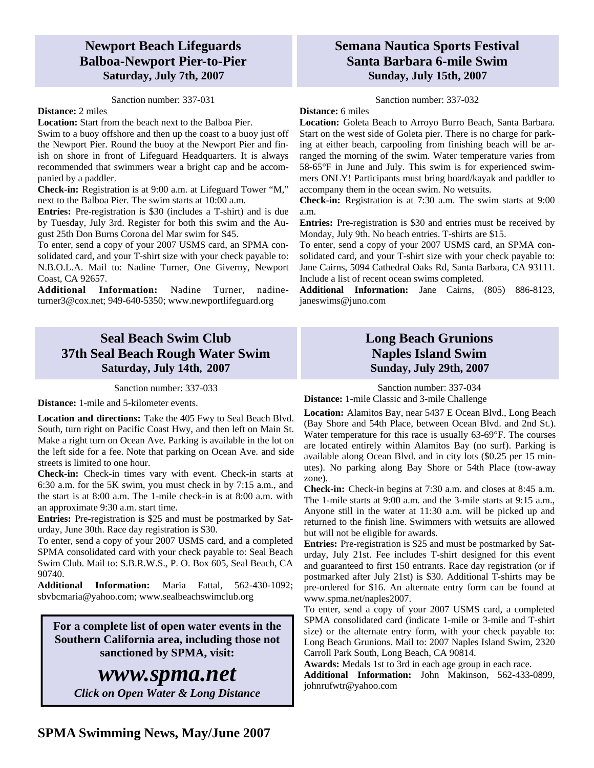## Newport Beach Lifeguards
## Balboa-Newport Pier-to-Pier
### Saturday, July 7th, 2007

Sanction number: 337-031

**Distance:** 2 miles

**Location:** Start from the beach next to the Balboa Pier.

Swim to a buoy offshore and then up the coast to a buoy just off the Newport Pier. Round the buoy at the Newport Pier and finish on shore in front of Lifeguard Headquarters. It is always recommended that swimmers wear a bright cap and be accompanied by a paddler.

**Check-in:** Registration is at 9:00 a.m. at Lifeguard Tower "M," next to the Balboa Pier. The swim starts at 10:00 a.m.

**Entries:** Pre-registration is $30 (includes a T-shirt) and is due by Tuesday, July 3rd. Register for both this swim and the August 25th Don Burns Corona del Mar swim for $45.

To enter, send a copy of your 2007 USMS card, an SPMA consolidated card, and your T-shirt size with your check payable to: N.B.O.L.A. Mail to: Nadine Turner, One Giverny, Newport Coast, CA 92657.

**Additional Information:** Nadine Turner, nadineturner3@cox.net; 949-640-5350; www.newportlifeguard.org

## Semana Nautica Sports Festival
## Santa Barbara 6-mile Swim
### Sunday, July 15th, 2007

Sanction number: 337-032

**Distance:** 6 miles

**Location:** Goleta Beach to Arroyo Burro Beach, Santa Barbara. Start on the west side of Goleta pier. There is no charge for parking at either beach, carpooling from finishing beach will be arranged the morning of the swim. Water temperature varies from 58-65°F in June and July. This swim is for experienced swimmers ONLY! Participants must bring board/kayak and paddler to accompany them in the ocean swim. No wetsuits.

**Check-in:** Registration is at 7:30 a.m. The swim starts at 9:00 a.m.

**Entries:** Pre-registration is $30 and entries must be received by Monday, July 9th. No beach entries. T-shirts are $15.

To enter, send a copy of your 2007 USMS card, an SPMA consolidated card, and your T-shirt size with your check payable to: Jane Cairns, 5094 Cathedral Oaks Rd, Santa Barbara, CA 93111. Include a list of recent ocean swims completed.

**Additional Information:** Jane Cairns, (805) 886-8123, janeswims@juno.com

## Seal Beach Swim Club
## 37th Seal Beach Rough Water Swim
### Saturday, July 14th, 2007

Sanction number: 337-033

**Distance:** 1-mile and 5-kilometer events.

**Location and directions:** Take the 405 Fwy to Seal Beach Blvd. South, turn right on Pacific Coast Hwy, and then left on Main St. Make a right turn on Ocean Ave. Parking is available in the lot on the left side for a fee. Note that parking on Ocean Ave. and side streets is limited to one hour.

**Check-in:** Check-in times vary with event. Check-in starts at 6:30 a.m. for the 5K swim, you must check in by 7:15 a.m., and the start is at 8:00 a.m. The 1-mile check-in is at 8:00 a.m. with an approximate 9:30 a.m. start time.

**Entries:** Pre-registration is $25 and must be postmarked by Saturday, June 30th. Race day registration is $30.

To enter, send a copy of your 2007 USMS card, and a completed SPMA consolidated card with your check payable to: Seal Beach Swim Club. Mail to: S.B.R.W.S., P. O. Box 605, Seal Beach, CA 90740.

**Additional Information:** Maria Fattal, 562-430-1092; sbvbcmaria@yahoo.com; www.sealbeachswimclub.org

**For a complete list of open water events in the Southern California area, including those not sanctioned by SPMA, visit:**

***www.spma.net***

***Click on Open Water & Long Distance***

## Long Beach Grunions
## Naples Island Swim
### Sunday, July 29th, 2007

Sanction number: 337-034

**Distance:** 1-mile Classic and 3-mile Challenge

**Location:** Alamitos Bay, near 5437 E Ocean Blvd., Long Beach (Bay Shore and 54th Place, between Ocean Blvd. and 2nd St.). Water temperature for this race is usually 63-69°F. The courses are located entirely within Alamitos Bay (no surf). Parking is available along Ocean Blvd. and in city lots ($0.25 per 15 minutes). No parking along Bay Shore or 54th Place (tow-away zone).

**Check-in:** Check-in begins at 7:30 a.m. and closes at 8:45 a.m. The 1-mile starts at 9:00 a.m. and the 3-mile starts at 9:15 a.m., Anyone still in the water at 11:30 a.m. will be picked up and returned to the finish line. Swimmers with wetsuits are allowed but will not be eligible for awards.

**Entries:** Pre-registration is $25 and must be postmarked by Saturday, July 21st. Fee includes T-shirt designed for this event and guaranteed to first 150 entrants. Race day registration (or if postmarked after July 21st) is $30. Additional T-shirts may be pre-ordered for $16. An alternate entry form can be found at www.spma.net/naples2007.

To enter, send a copy of your 2007 USMS card, a completed SPMA consolidated card (indicate 1-mile or 3-mile and T-shirt size) or the alternate entry form, with your check payable to: Long Beach Grunions. Mail to: 2007 Naples Island Swim, 2320 Carroll Park South, Long Beach, CA 90814.

**Awards:** Medals 1st to 3rd in each age group in each race.

**Additional Information:** John Makinson, 562-433-0899, johnrufwtr@yahoo.com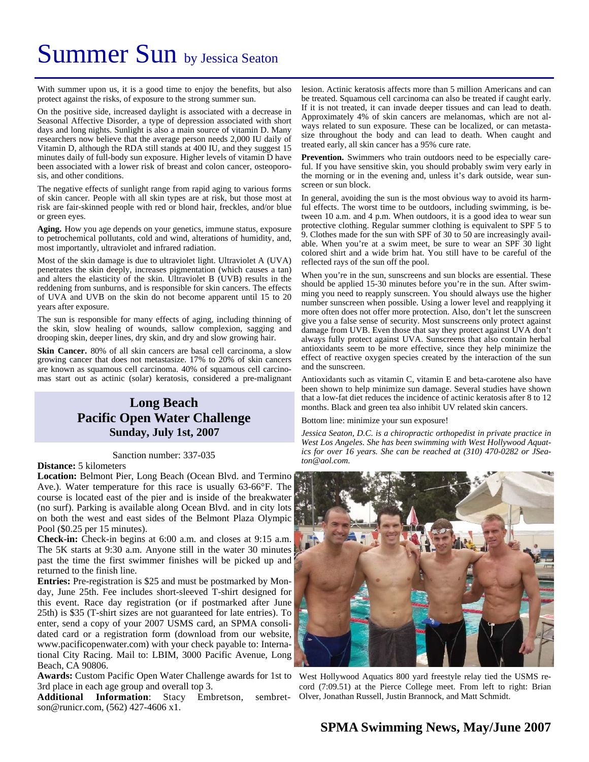# Summer Sun by Jessica Seaton

With summer upon us, it is a good time to enjoy the benefits, but also protect against the risks, of exposure to the strong summer sun.

On the positive side, increased daylight is associated with a decrease in Seasonal Affective Disorder, a type of depression associated with short days and long nights. Sunlight is also a main source of vitamin D. Many researchers now believe that the average person needs 2,000 IU daily of Vitamin D, although the RDA still stands at 400 IU, and they suggest 15 minutes daily of full-body sun exposure. Higher levels of vitamin D have been associated with a lower risk of breast and colon cancer, osteoporosis, and other conditions.

The negative effects of sunlight range from rapid aging to various forms of skin cancer. People with all skin types are at risk, but those most at risk are fair-skinned people with red or blond hair, freckles, and/or blue or green eyes.

**Aging.** How you age depends on your genetics, immune status, exposure to petrochemical pollutants, cold and wind, alterations of humidity, and, most importantly, ultraviolet and infrared radiation.

Most of the skin damage is due to ultraviolet light. Ultraviolet A (UVA) penetrates the skin deeply, increases pigmentation (which causes a tan) and alters the elasticity of the skin. Ultraviolet B (UVB) results in the reddening from sunburns, and is responsible for skin cancers. The effects of UVA and UVB on the skin do not become apparent until 15 to 20 years after exposure.

The sun is responsible for many effects of aging, including thinning of the skin, slow healing of wounds, sallow complexion, sagging and drooping skin, deeper lines, dry skin, and dry and slow growing hair.

**Skin Cancer.** 80% of all skin cancers are basal cell carcinoma, a slow growing cancer that does not metastasize. 17% to 20% of skin cancers are known as squamous cell carcinoma. 40% of squamous cell carcinomas start out as actinic (solar) keratosis, considered a pre-malignant lesion. Actinic keratosis affects more than 5 million Americans and can be treated. Squamous cell carcinoma can also be treated if caught early. If it is not treated, it can invade deeper tissues and can lead to death. Approximately 4% of skin cancers are melanomas, which are not always related to sun exposure. These can be localized, or can metastasize throughout the body and can lead to death. When caught and treated early, all skin cancer has a 95% cure rate.

**Prevention.** Swimmers who train outdoors need to be especially careful. If you have sensitive skin, you should probably swim very early in the morning or in the evening and, unless it's dark outside, wear sunscreen or sun block.

In general, avoiding the sun is the most obvious way to avoid its harmful effects. The worst time to be outdoors, including swimming, is between 10 a.m. and 4 p.m. When outdoors, it is a good idea to wear sun protective clothing. Regular summer clothing is equivalent to SPF 5 to 9. Clothes made for the sun with SPF of 30 to 50 are increasingly available. When you're at a swim meet, be sure to wear an SPF 30 light colored shirt and a wide brim hat. You still have to be careful of the reflected rays of the sun off the pool.

When you're in the sun, sunscreens and sun blocks are essential. These should be applied 15-30 minutes before you're in the sun. After swimming you need to reapply sunscreen. You should always use the higher number sunscreen when possible. Using a lower level and reapplying it more often does not offer more protection. Also, don't let the sunscreen give you a false sense of security. Most sunscreens only protect against damage from UVB. Even those that say they protect against UVA don't always fully protect against UVA. Sunscreens that also contain herbal antioxidants seem to be more effective, since they help minimize the effect of reactive oxygen species created by the interaction of the sun and the sunscreen.

Antioxidants such as vitamin C, vitamin E and beta-carotene also have been shown to help minimize sun damage. Several studies have shown that a low-fat diet reduces the incidence of actinic keratosis after 8 to 12 months. Black and green tea also inhibit UV related skin cancers.

Bottom line: minimize your sun exposure!

*Jessica Seaton, D.C. is a chiropractic orthopedist in private practice in West Los Angeles. She has been swimming with West Hollywood Aquatics for over 16 years. She can be reached at (310) 470-0282 or JSeaton@aol.com.*

West Hollywood Aquatics 800 yard freestyle relay tied the USMS record (7:09.51) at the Pierce College meet. From left to right: Brian Olver, Jonathan Russell, Justin Brannock, and Matt Schmidt.

## Long Beach Pacific Open Water Challenge

### Sunday, July 1st, 2007

Sanction number: 337-035

**Distance:** 5 kilometers

**Location:** Belmont Pier, Long Beach (Ocean Blvd. and Termino Ave.). Water temperature for this race is usually 63-66°F. The course is located east of the pier and is inside of the breakwater (no surf). Parking is available along Ocean Blvd. and in city lots on both the west and east sides of the Belmont Plaza Olympic Pool ($0.25 per 15 minutes).

**Check-in:** Check-in begins at 6:00 a.m. and closes at 9:15 a.m. The 5K starts at 9:30 a.m. Anyone still in the water 30 minutes past the time the first swimmer finishes will be picked up and returned to the finish line.

**Entries:** Pre-registration is $25 and must be postmarked by Monday, June 25th. Fee includes short-sleeved T-shirt designed for this event. Race day registration (or if postmarked after June 25th) is $35 (T-shirt sizes are not guaranteed for late entries). To enter, send a copy of your 2007 USMS card, an SPMA consolidated card or a registration form (download from our website, www.pacificopenwater.com) with your check payable to: International City Racing. Mail to: LBIM, 3000 Pacific Avenue, Long Beach, CA 90806.

**Awards:** Custom Pacific Open Water Challenge awards for 1st to 3rd place in each age group and overall top 3.

**Additional Information**: Stacy Embretson, sembretson@runicr.com, (562) 427-4606 x1.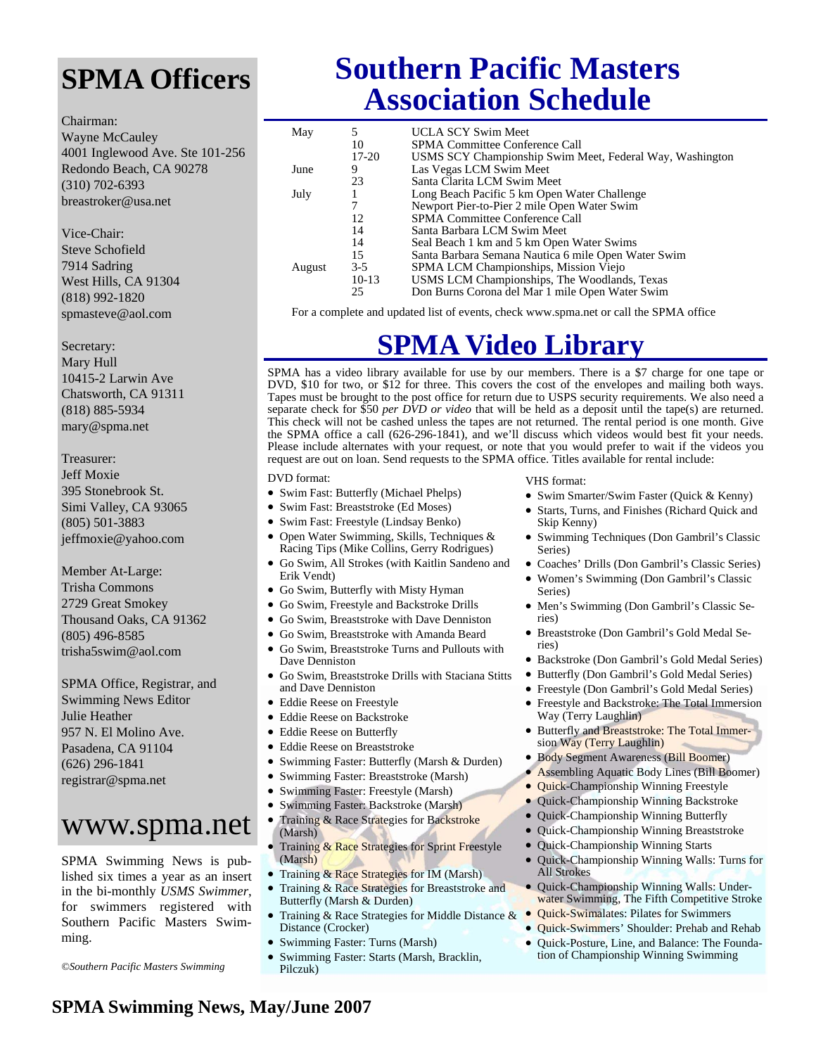# SPMA Officers

Chairman:
Wayne McCauley
4001 Inglewood Ave. Ste 101-256
Redondo Beach, CA 90278
(310) 702-6393
breastroker@usa.net

Vice-Chair:
Steve Schofield
7914 Sadring
West Hills, CA 91304
(818) 992-1820
spmasteve@aol.com

Secretary:
Mary Hull
10415-2 Larwin Ave
Chatsworth, CA 91311
(818) 885-5934
mary@spma.net

Treasurer:
Jeff Moxie
395 Stonebrook St.
Simi Valley, CA 93065
(805) 501-3883
jeffmoxie@yahoo.com

Member At-Large:
Trisha Commons
2729 Great Smokey
Thousand Oaks, CA 91362
(805) 496-8585
trisha5swim@aol.com

SPMA Office, Registrar, and Swimming News Editor
Julie Heather
957 N. El Molino Ave.
Pasadena, CA 91104
(626) 296-1841
registrar@spma.net

# www.spma.net

SPMA Swimming News is published six times a year as an insert in the bi-monthly *USMS Swimmer*, for swimmers registered with Southern Pacific Masters Swimming.

*©Southern Pacific Masters Swimming*

# Southern Pacific Masters Association Schedule

| | | |
|---|---|---|
| May | 5 | UCLA SCY Swim Meet |
| | 10 | SPMA Committee Conference Call |
| | 17-20 | USMS SCY Championship Swim Meet, Federal Way, Washington |
| June | 9 | Las Vegas LCM Swim Meet |
| | 23 | Santa Clarita LCM Swim Meet |
| July | 1 | Long Beach Pacific 5 km Open Water Challenge |
| | 7 | Newport Pier-to-Pier 2 mile Open Water Swim |
| | 12 | SPMA Committee Conference Call |
| | 14 | Santa Barbara LCM Swim Meet |
| | 14 | Seal Beach 1 km and 5 km Open Water Swims |
| | 15 | Santa Barbara Semana Nautica 6 mile Open Water Swim |
| August | 3-5 | SPMA LCM Championships, Mission Viejo |
| | 10-13 | USMS LCM Championships, The Woodlands, Texas |
| | 25 | Don Burns Corona del Mar 1 mile Open Water Swim |

For a complete and updated list of events, check www.spma.net or call the SPMA office

# SPMA Video Library

SPMA has a video library available for use by our members. There is a $7 charge for one tape or DVD, $10 for two, or $12 for three. This covers the cost of the envelopes and mailing both ways. Tapes must be brought to the post office for return due to USPS security requirements. We also need a separate check for $50 *per DVD or video* that will be held as a deposit until the tape(s) are returned. This check will not be cashed unless the tapes are not returned. The rental period is one month. Give the SPMA office a call (626-296-1841), and we'll discuss which videos would best fit your needs. Please include alternates with your request, or note that you would prefer to wait if the videos you request are out on loan. Send requests to the SPMA office. Titles available for rental include:

DVD format:

- Swim Fast: Butterfly (Michael Phelps)
- Swim Fast: Breaststroke (Ed Moses)
- Swim Fast: Freestyle (Lindsay Benko)
- Open Water Swimming, Skills, Techniques & Racing Tips (Mike Collins, Gerry Rodrigues)
- Go Swim, All Strokes (with Kaitlin Sandeno and Erik Vendt)
- Go Swim, Butterfly with Misty Hyman
- Go Swim, Freestyle and Backstroke Drills
- Go Swim, Breaststroke with Dave Denniston
- Go Swim, Breaststroke with Amanda Beard
- Go Swim, Breaststroke Turns and Pullouts with Dave Denniston
- Go Swim, Breaststroke Drills with Staciana Stitts and Dave Denniston
- Eddie Reese on Freestyle
- Eddie Reese on Backstroke
- Eddie Reese on Butterfly
- Eddie Reese on Breaststroke
- Swimming Faster: Butterfly (Marsh & Durden)
- Swimming Faster: Breaststroke (Marsh)
- Swimming Faster: Freestyle (Marsh)
- Swimming Faster: Backstroke (Marsh)
- Training & Race Strategies for Backstroke (Marsh)
- Training & Race Strategies for Sprint Freestyle (Marsh)
- Training & Race Strategies for IM (Marsh)
- Training & Race Strategies for Breaststroke and Butterfly (Marsh & Durden)
- Training & Race Strategies for Middle Distance & Distance (Crocker)
- Swimming Faster: Turns (Marsh)
- Swimming Faster: Starts (Marsh, Bracklin, Pilczuk)

VHS format:

- Swim Smarter/Swim Faster (Quick & Kenny)
- Starts, Turns, and Finishes (Richard Quick and Skip Kenny)
- Swimming Techniques (Don Gambril's Classic Series)
- Coaches' Drills (Don Gambril's Classic Series)
- Women's Swimming (Don Gambril's Classic Series)
- Men's Swimming (Don Gambril's Classic Series)
- Breaststroke (Don Gambril's Gold Medal Series)
- Backstroke (Don Gambril's Gold Medal Series)
- Butterfly (Don Gambril's Gold Medal Series)
- Freestyle (Don Gambril's Gold Medal Series)
- Freestyle and Backstroke: The Total Immersion Way (Terry Laughlin)
- Butterfly and Breaststroke: The Total Immersion Way (Terry Laughlin)
- Body Segment Awareness (Bill Boomer)
- Assembling Aquatic Body Lines (Bill Boomer)
- Quick-Championship Winning Freestyle
- Quick-Championship Winning Backstroke
- Quick-Championship Winning Butterfly
- Quick-Championship Winning Breaststroke
- Quick-Championship Winning Starts
- Quick-Championship Winning Walls: Turns for All Strokes
- Quick-Championship Winning Walls: Underwater Swimming, The Fifth Competitive Stroke
- Quick-Swimalates: Pilates for Swimmers
- Quick-Swimmers' Shoulder: Prehab and Rehab
- Quick-Posture, Line, and Balance: The Foundation of Championship Winning Swimming